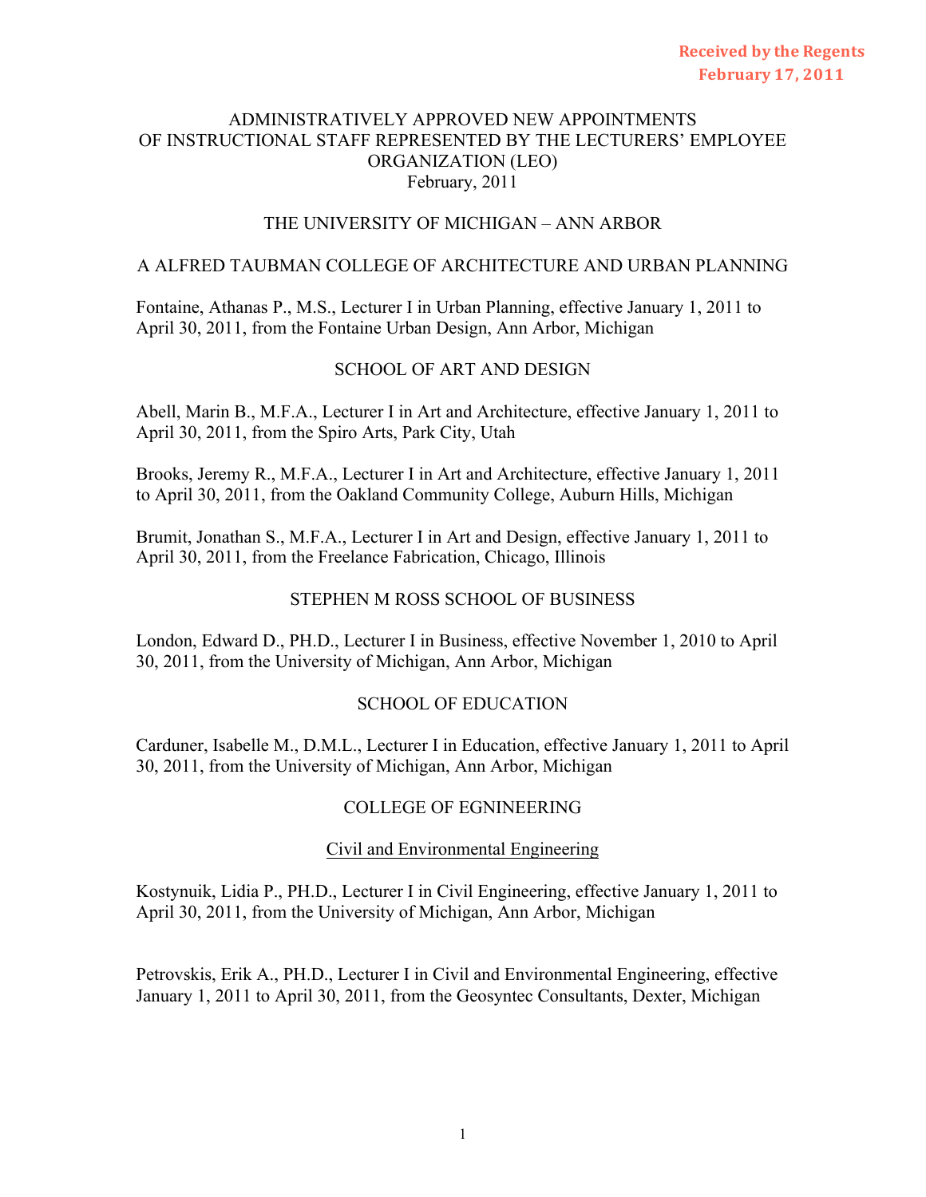Received by the Regents
February 17, 2011

# ADMINISTRATIVELY APPROVED NEW APPOINTMENTS OF INSTRUCTIONAL STAFF REPRESENTED BY THE LECTURERS' EMPLOYEE ORGANIZATION (LEO)

February, 2011

## THE UNIVERSITY OF MICHIGAN – ANN ARBOR

### A ALFRED TAUBMAN COLLEGE OF ARCHITECTURE AND URBAN PLANNING

Fontaine, Athanas P., M.S., Lecturer I in Urban Planning, effective January 1, 2011 to April 30, 2011, from the Fontaine Urban Design, Ann Arbor, Michigan

### SCHOOL OF ART AND DESIGN

Abell, Marin B., M.F.A., Lecturer I in Art and Architecture, effective January 1, 2011 to April 30, 2011, from the Spiro Arts, Park City, Utah

Brooks, Jeremy R., M.F.A., Lecturer I in Art and Architecture, effective January 1, 2011 to April 30, 2011, from the Oakland Community College, Auburn Hills, Michigan

Brumit, Jonathan S., M.F.A., Lecturer I in Art and Design, effective January 1, 2011 to April 30, 2011, from the Freelance Fabrication, Chicago, Illinois

### STEPHEN M ROSS SCHOOL OF BUSINESS

London, Edward D., PH.D., Lecturer I in Business, effective November 1, 2010 to April 30, 2011, from the University of Michigan, Ann Arbor, Michigan

### SCHOOL OF EDUCATION

Carduner, Isabelle M., D.M.L., Lecturer I in Education, effective January 1, 2011 to April 30, 2011, from the University of Michigan, Ann Arbor, Michigan

### COLLEGE OF EGNINEERING

#### Civil and Environmental Engineering

Kostynuik, Lidia P., PH.D., Lecturer I in Civil Engineering, effective January 1, 2011 to April 30, 2011, from the University of Michigan, Ann Arbor, Michigan

Petrovskis, Erik A., PH.D., Lecturer I in Civil and Environmental Engineering, effective January 1, 2011 to April 30, 2011, from the Geosyntec Consultants, Dexter, Michigan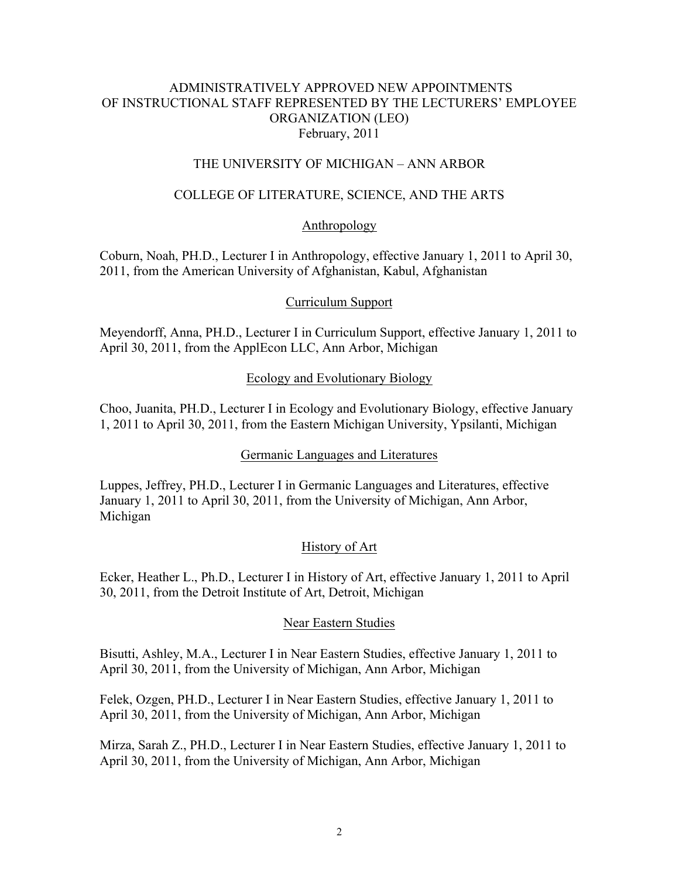# ADMINISTRATIVELY APPROVED NEW APPOINTMENTS OF INSTRUCTIONAL STAFF REPRESENTED BY THE LECTURERS' EMPLOYEE ORGANIZATION (LEO)

February, 2011

## THE UNIVERSITY OF MICHIGAN – ANN ARBOR

## COLLEGE OF LITERATURE, SCIENCE, AND THE ARTS

### Anthropology

Coburn, Noah, PH.D., Lecturer I in Anthropology, effective January 1, 2011 to April 30, 2011, from the American University of Afghanistan, Kabul, Afghanistan

### Curriculum Support

Meyendorff, Anna, PH.D., Lecturer I in Curriculum Support, effective January 1, 2011 to April 30, 2011, from the ApplEcon LLC, Ann Arbor, Michigan

### Ecology and Evolutionary Biology

Choo, Juanita, PH.D., Lecturer I in Ecology and Evolutionary Biology, effective January 1, 2011 to April 30, 2011, from the Eastern Michigan University, Ypsilanti, Michigan

### Germanic Languages and Literatures

Luppes, Jeffrey, PH.D., Lecturer I in Germanic Languages and Literatures, effective January 1, 2011 to April 30, 2011, from the University of Michigan, Ann Arbor, Michigan

### History of Art

Ecker, Heather L., Ph.D., Lecturer I in History of Art, effective January 1, 2011 to April 30, 2011, from the Detroit Institute of Art, Detroit, Michigan

### Near Eastern Studies

Bisutti, Ashley, M.A., Lecturer I in Near Eastern Studies, effective January 1, 2011 to April 30, 2011, from the University of Michigan, Ann Arbor, Michigan

Felek, Ozgen, PH.D., Lecturer I in Near Eastern Studies, effective January 1, 2011 to April 30, 2011, from the University of Michigan, Ann Arbor, Michigan

Mirza, Sarah Z., PH.D., Lecturer I in Near Eastern Studies, effective January 1, 2011 to April 30, 2011, from the University of Michigan, Ann Arbor, Michigan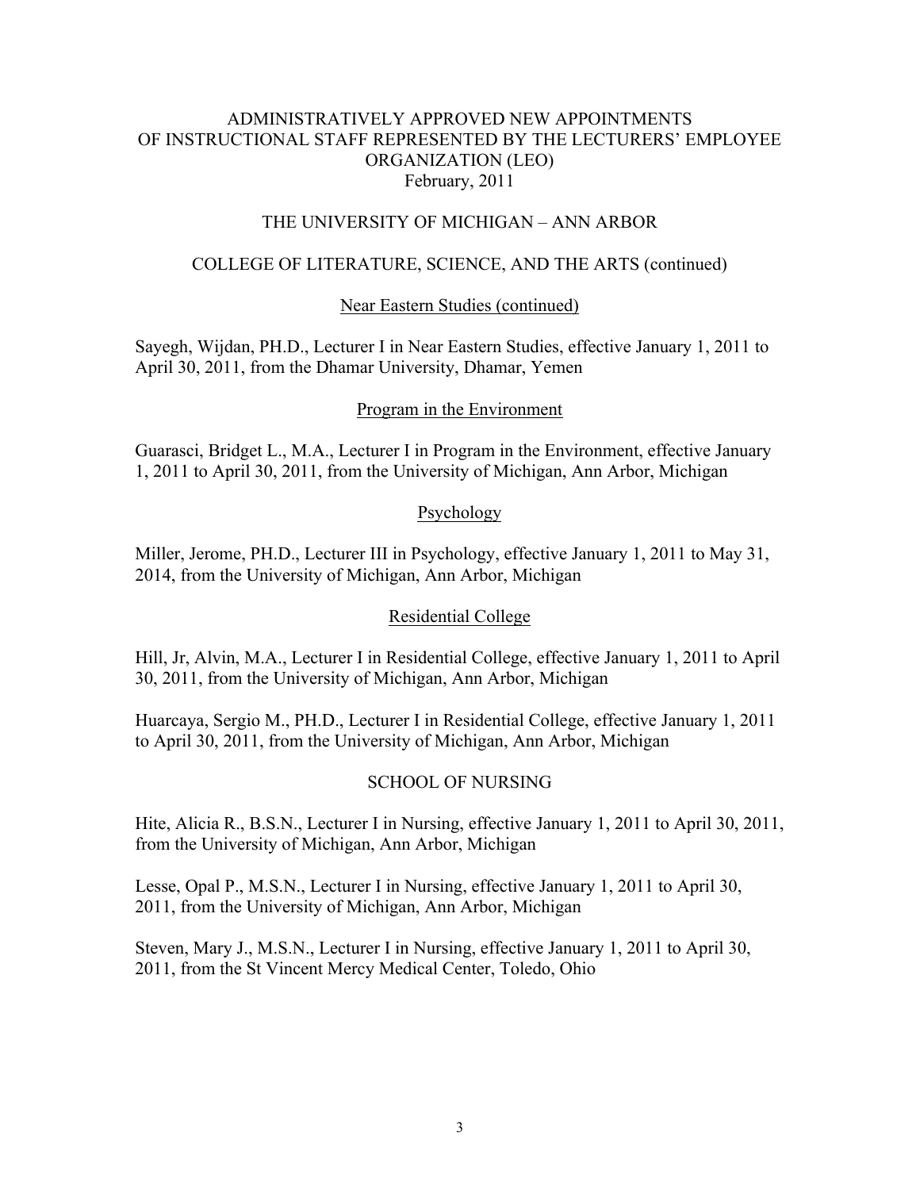# ADMINISTRATIVELY APPROVED NEW APPOINTMENTS OF INSTRUCTIONAL STAFF REPRESENTED BY THE LECTURERS' EMPLOYEE ORGANIZATION (LEO)

February, 2011

## THE UNIVERSITY OF MICHIGAN – ANN ARBOR

### COLLEGE OF LITERATURE, SCIENCE, AND THE ARTS (continued)

#### Near Eastern Studies (continued)

Sayegh, Wijdan, PH.D., Lecturer I in Near Eastern Studies, effective January 1, 2011 to April 30, 2011, from the Dhamar University, Dhamar, Yemen

#### Program in the Environment

Guarasci, Bridget L., M.A., Lecturer I in Program in the Environment, effective January 1, 2011 to April 30, 2011, from the University of Michigan, Ann Arbor, Michigan

#### Psychology

Miller, Jerome, PH.D., Lecturer III in Psychology, effective January 1, 2011 to May 31, 2014, from the University of Michigan, Ann Arbor, Michigan

#### Residential College

Hill, Jr, Alvin, M.A., Lecturer I in Residential College, effective January 1, 2011 to April 30, 2011, from the University of Michigan, Ann Arbor, Michigan

Huarcaya, Sergio M., PH.D., Lecturer I in Residential College, effective January 1, 2011 to April 30, 2011, from the University of Michigan, Ann Arbor, Michigan

### SCHOOL OF NURSING

Hite, Alicia R., B.S.N., Lecturer I in Nursing, effective January 1, 2011 to April 30, 2011, from the University of Michigan, Ann Arbor, Michigan

Lesse, Opal P., M.S.N., Lecturer I in Nursing, effective January 1, 2011 to April 30, 2011, from the University of Michigan, Ann Arbor, Michigan

Steven, Mary J., M.S.N., Lecturer I in Nursing, effective January 1, 2011 to April 30, 2011, from the St Vincent Mercy Medical Center, Toledo, Ohio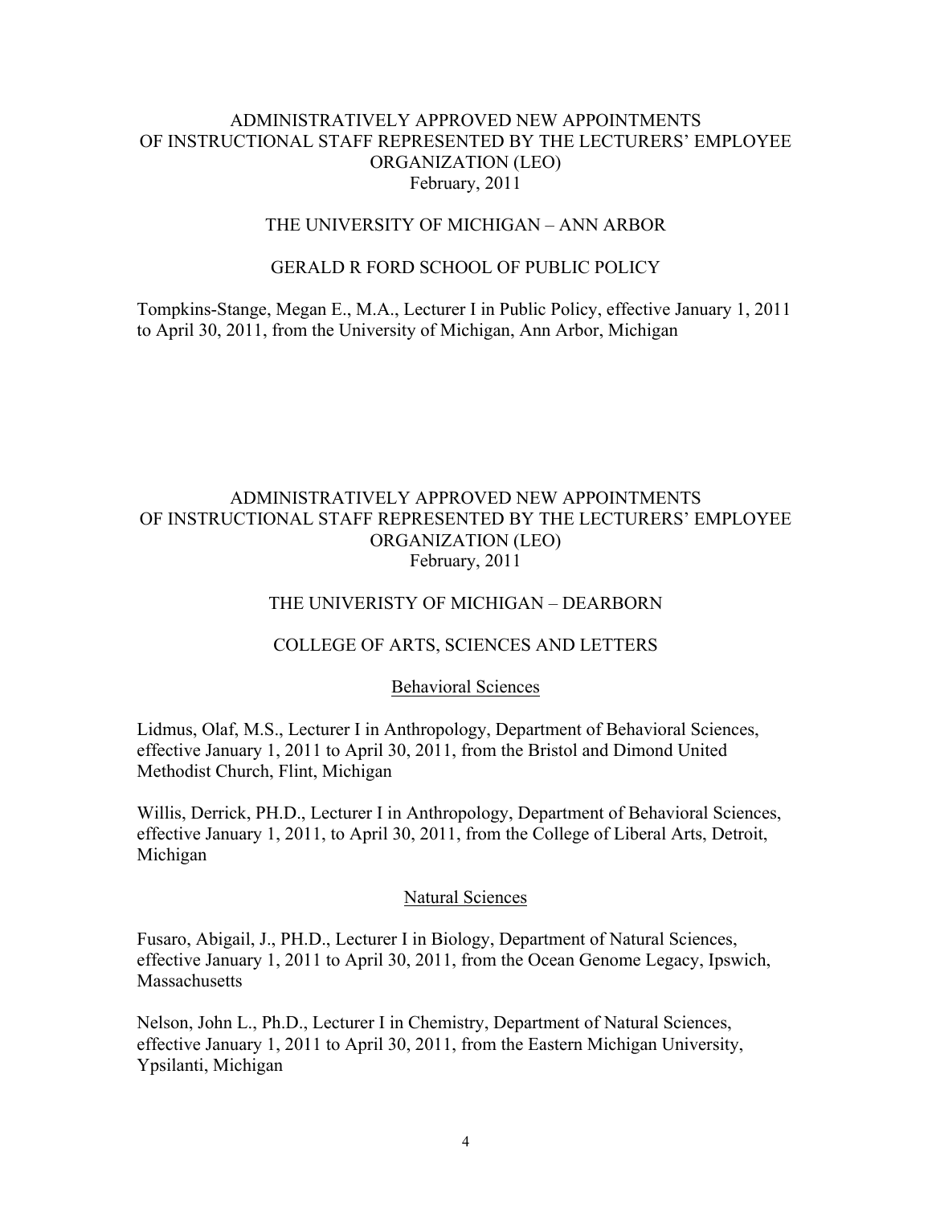ADMINISTRATIVELY APPROVED NEW APPOINTMENTS
OF INSTRUCTIONAL STAFF REPRESENTED BY THE LECTURERS' EMPLOYEE ORGANIZATION (LEO)
February, 2011

THE UNIVERSITY OF MICHIGAN – ANN ARBOR

GERALD R FORD SCHOOL OF PUBLIC POLICY

Tompkins-Stange, Megan E., M.A., Lecturer I in Public Policy, effective January 1, 2011 to April 30, 2011, from the University of Michigan, Ann Arbor, Michigan

ADMINISTRATIVELY APPROVED NEW APPOINTMENTS
OF INSTRUCTIONAL STAFF REPRESENTED BY THE LECTURERS' EMPLOYEE ORGANIZATION (LEO)
February, 2011

THE UNIVERISTY OF MICHIGAN – DEARBORN

COLLEGE OF ARTS, SCIENCES AND LETTERS

Behavioral Sciences

Lidmus, Olaf, M.S., Lecturer I in Anthropology, Department of Behavioral Sciences, effective January 1, 2011 to April 30, 2011, from the Bristol and Dimond United Methodist Church, Flint, Michigan

Willis, Derrick, PH.D., Lecturer I in Anthropology, Department of Behavioral Sciences, effective January 1, 2011, to April 30, 2011, from the College of Liberal Arts, Detroit, Michigan

Natural Sciences

Fusaro, Abigail, J., PH.D., Lecturer I in Biology, Department of Natural Sciences, effective January 1, 2011 to April 30, 2011, from the Ocean Genome Legacy, Ipswich, Massachusetts

Nelson, John L., Ph.D., Lecturer I in Chemistry, Department of Natural Sciences, effective January 1, 2011 to April 30, 2011, from the Eastern Michigan University, Ypsilanti, Michigan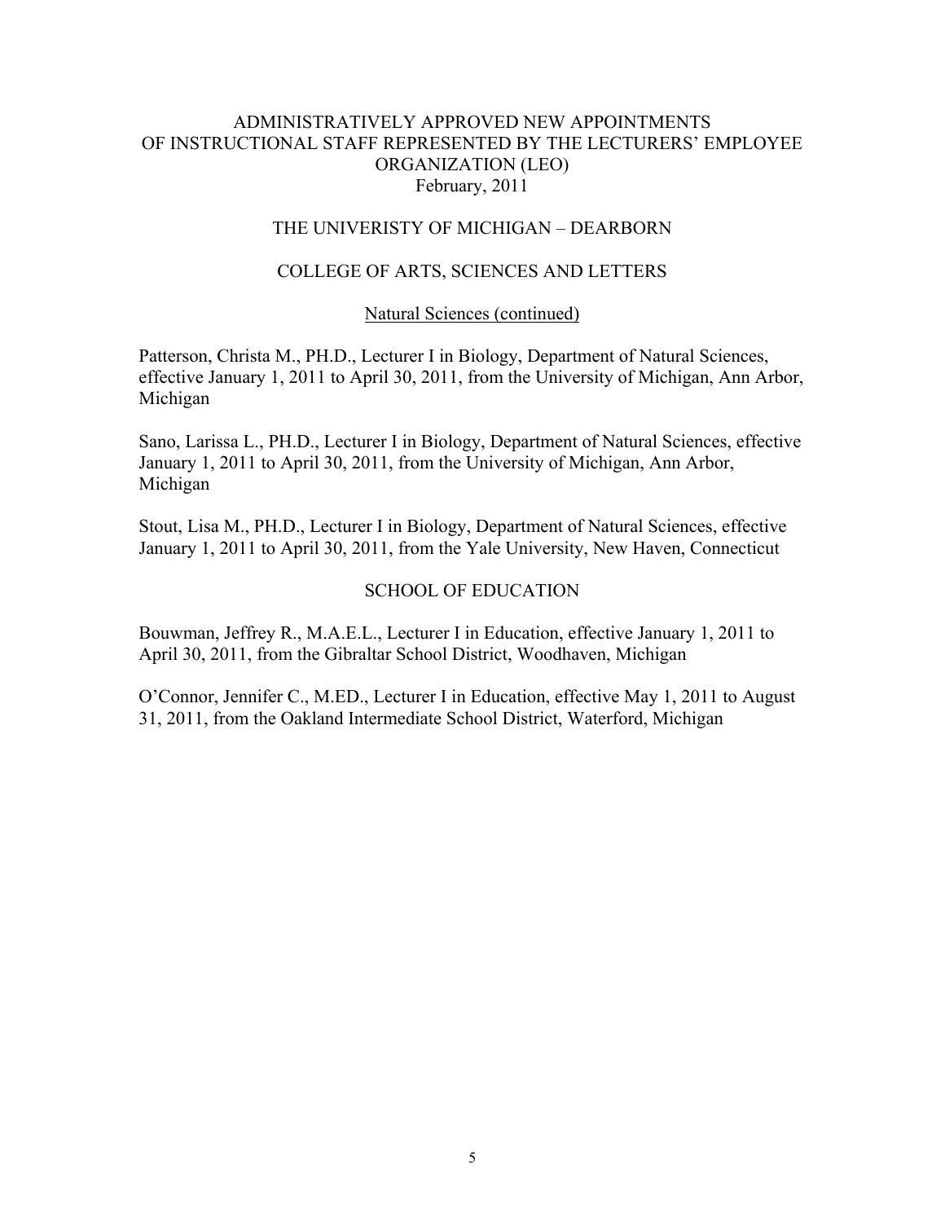ADMINISTRATIVELY APPROVED NEW APPOINTMENTS
OF INSTRUCTIONAL STAFF REPRESENTED BY THE LECTURERS' EMPLOYEE ORGANIZATION (LEO)
February, 2011

THE UNIVERISTY OF MICHIGAN – DEARBORN

COLLEGE OF ARTS, SCIENCES AND LETTERS

Natural Sciences (continued)

Patterson, Christa M., PH.D., Lecturer I in Biology, Department of Natural Sciences, effective January 1, 2011 to April 30, 2011, from the University of Michigan, Ann Arbor, Michigan

Sano, Larissa L., PH.D., Lecturer I in Biology, Department of Natural Sciences, effective January 1, 2011 to April 30, 2011, from the University of Michigan, Ann Arbor, Michigan

Stout, Lisa M., PH.D., Lecturer I in Biology, Department of Natural Sciences, effective January 1, 2011 to April 30, 2011, from the Yale University, New Haven, Connecticut

SCHOOL OF EDUCATION

Bouwman, Jeffrey R., M.A.E.L., Lecturer I in Education, effective January 1, 2011 to April 30, 2011, from the Gibraltar School District, Woodhaven, Michigan

O'Connor, Jennifer C., M.ED., Lecturer I in Education, effective May 1, 2011 to August 31, 2011, from the Oakland Intermediate School District, Waterford, Michigan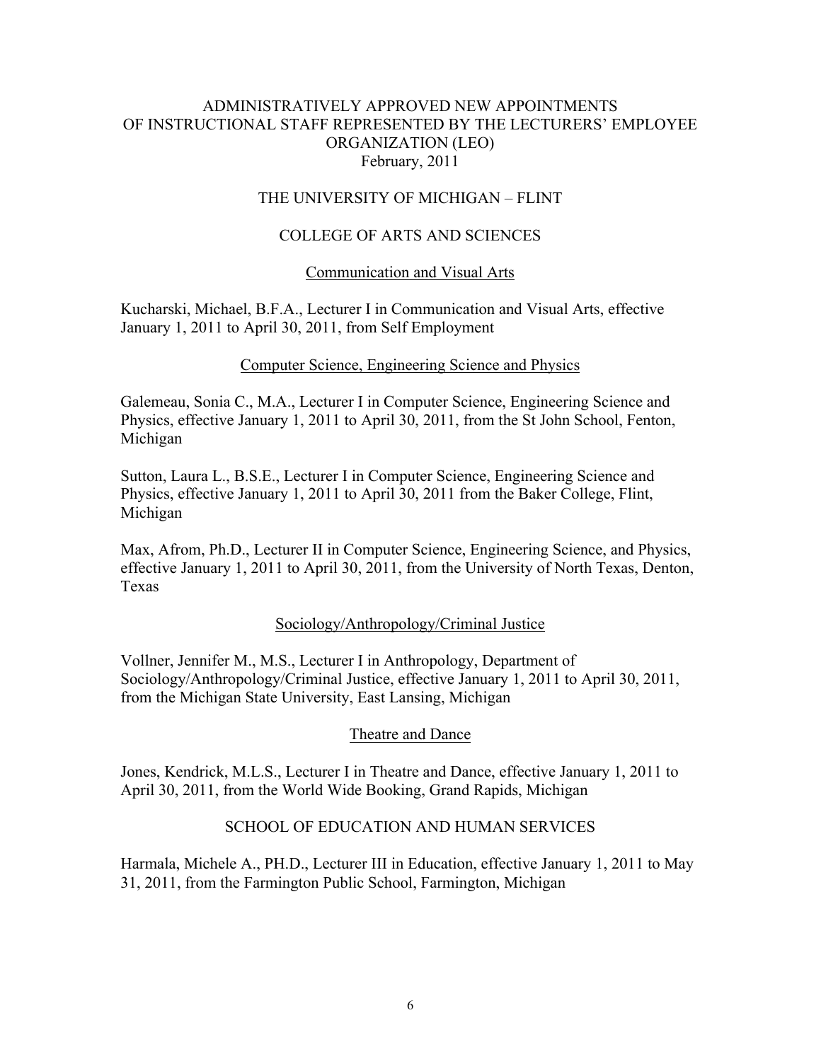# ADMINISTRATIVELY APPROVED NEW APPOINTMENTS OF INSTRUCTIONAL STAFF REPRESENTED BY THE LECTURERS' EMPLOYEE ORGANIZATION (LEO)

February, 2011

## THE UNIVERSITY OF MICHIGAN – FLINT

### COLLEGE OF ARTS AND SCIENCES

#### Communication and Visual Arts

Kucharski, Michael, B.F.A., Lecturer I in Communication and Visual Arts, effective January 1, 2011 to April 30, 2011, from Self Employment

#### Computer Science, Engineering Science and Physics

Galemeau, Sonia C., M.A., Lecturer I in Computer Science, Engineering Science and Physics, effective January 1, 2011 to April 30, 2011, from the St John School, Fenton, Michigan

Sutton, Laura L., B.S.E., Lecturer I in Computer Science, Engineering Science and Physics, effective January 1, 2011 to April 30, 2011 from the Baker College, Flint, Michigan

Max, Afrom, Ph.D., Lecturer II in Computer Science, Engineering Science, and Physics, effective January 1, 2011 to April 30, 2011, from the University of North Texas, Denton, Texas

#### Sociology/Anthropology/Criminal Justice

Vollner, Jennifer M., M.S., Lecturer I in Anthropology, Department of Sociology/Anthropology/Criminal Justice, effective January 1, 2011 to April 30, 2011, from the Michigan State University, East Lansing, Michigan

#### Theatre and Dance

Jones, Kendrick, M.L.S., Lecturer I in Theatre and Dance, effective January 1, 2011 to April 30, 2011, from the World Wide Booking, Grand Rapids, Michigan

### SCHOOL OF EDUCATION AND HUMAN SERVICES

Harmala, Michele A., PH.D., Lecturer III in Education, effective January 1, 2011 to May 31, 2011, from the Farmington Public School, Farmington, Michigan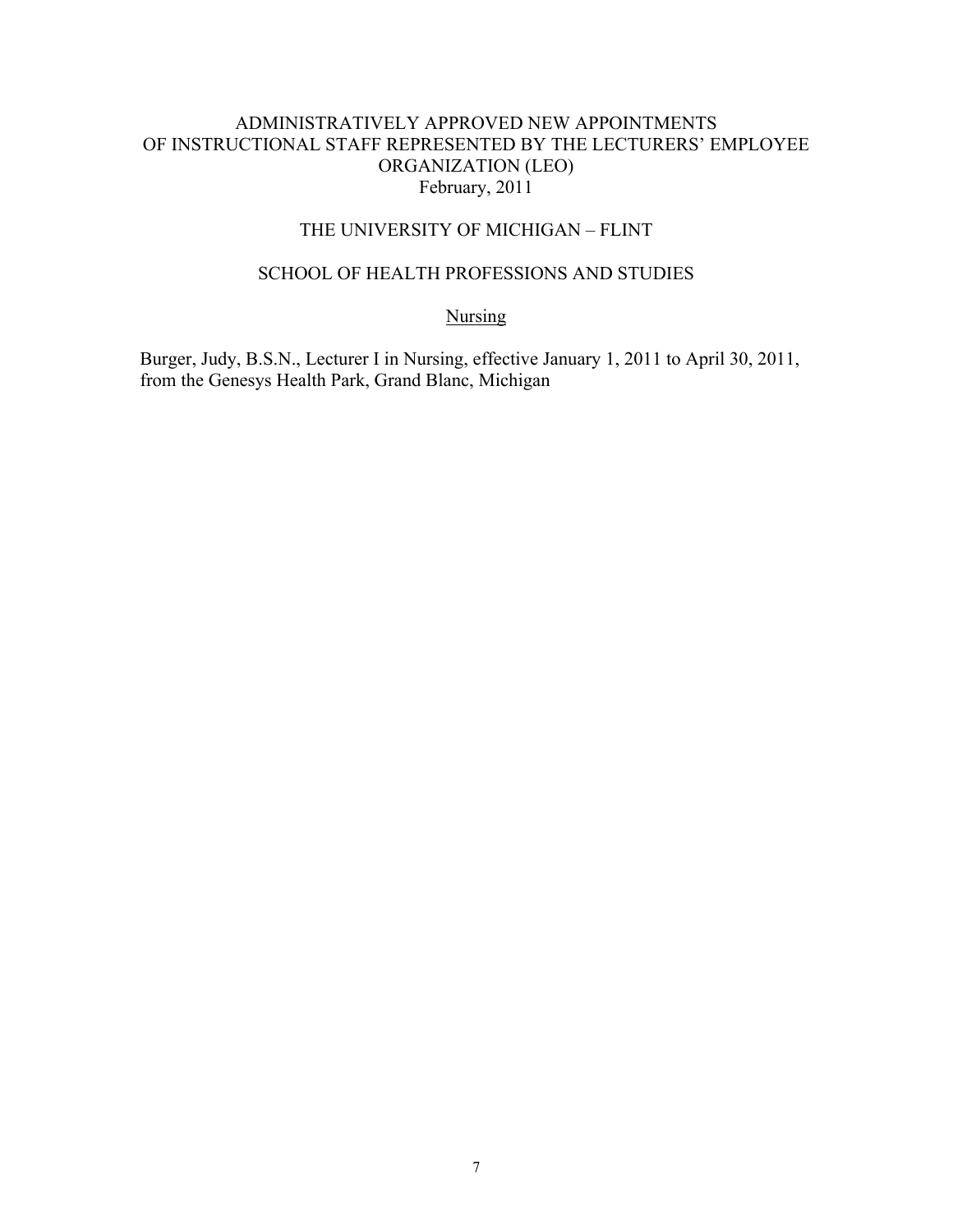# ADMINISTRATIVELY APPROVED NEW APPOINTMENTS OF INSTRUCTIONAL STAFF REPRESENTED BY THE LECTURERS' EMPLOYEE ORGANIZATION (LEO)

February, 2011

## THE UNIVERSITY OF MICHIGAN – FLINT

## SCHOOL OF HEALTH PROFESSIONS AND STUDIES

### Nursing

Burger, Judy, B.S.N., Lecturer I in Nursing, effective January 1, 2011 to April 30, 2011, from the Genesys Health Park, Grand Blanc, Michigan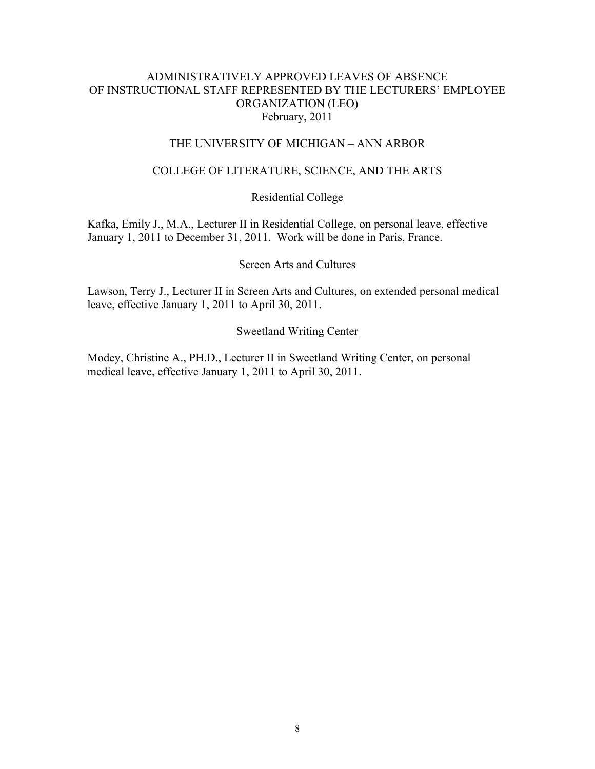ADMINISTRATIVELY APPROVED LEAVES OF ABSENCE
OF INSTRUCTIONAL STAFF REPRESENTED BY THE LECTURERS' EMPLOYEE ORGANIZATION (LEO)
February, 2011

THE UNIVERSITY OF MICHIGAN – ANN ARBOR

COLLEGE OF LITERATURE, SCIENCE, AND THE ARTS

Residential College

Kafka, Emily J., M.A., Lecturer II in Residential College, on personal leave, effective January 1, 2011 to December 31, 2011. Work will be done in Paris, France.

Screen Arts and Cultures

Lawson, Terry J., Lecturer II in Screen Arts and Cultures, on extended personal medical leave, effective January 1, 2011 to April 30, 2011.

Sweetland Writing Center

Modey, Christine A., PH.D., Lecturer II in Sweetland Writing Center, on personal medical leave, effective January 1, 2011 to April 30, 2011.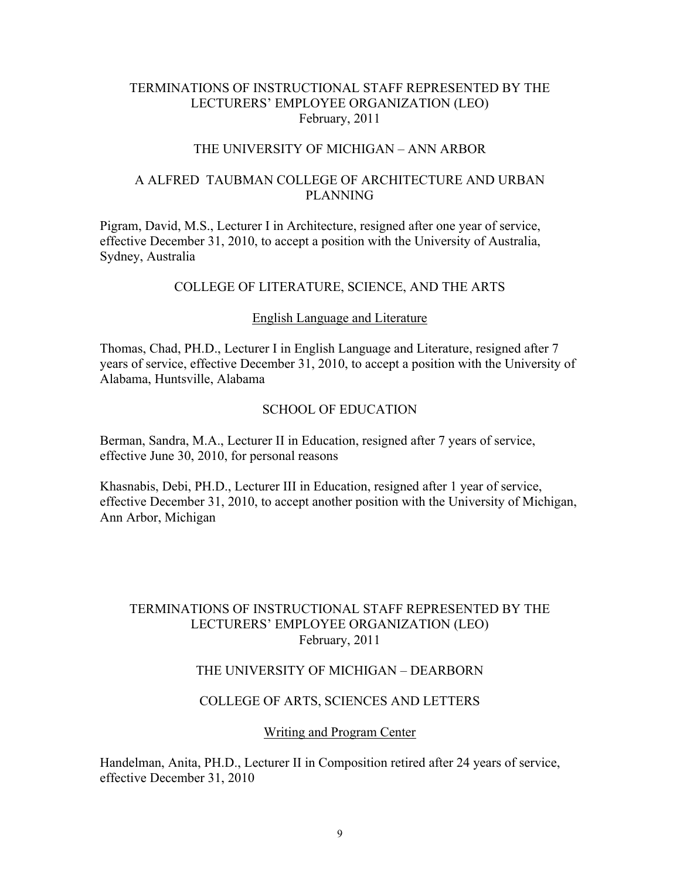## TERMINATIONS OF INSTRUCTIONAL STAFF REPRESENTED BY THE LECTURERS' EMPLOYEE ORGANIZATION (LEO)
February, 2011

### THE UNIVERSITY OF MICHIGAN – ANN ARBOR

#### A ALFRED TAUBMAN COLLEGE OF ARCHITECTURE AND URBAN PLANNING

Pigram, David, M.S., Lecturer I in Architecture, resigned after one year of service, effective December 31, 2010, to accept a position with the University of Australia, Sydney, Australia

#### COLLEGE OF LITERATURE, SCIENCE, AND THE ARTS

English Language and Literature

Thomas, Chad, PH.D., Lecturer I in English Language and Literature, resigned after 7 years of service, effective December 31, 2010, to accept a position with the University of Alabama, Huntsville, Alabama

#### SCHOOL OF EDUCATION

Berman, Sandra, M.A., Lecturer II in Education, resigned after 7 years of service, effective June 30, 2010, for personal reasons

Khasnabis, Debi, PH.D., Lecturer III in Education, resigned after 1 year of service, effective December 31, 2010, to accept another position with the University of Michigan, Ann Arbor, Michigan

## TERMINATIONS OF INSTRUCTIONAL STAFF REPRESENTED BY THE LECTURERS' EMPLOYEE ORGANIZATION (LEO)
February, 2011

### THE UNIVERSITY OF MICHIGAN – DEARBORN

#### COLLEGE OF ARTS, SCIENCES AND LETTERS

Writing and Program Center

Handelman, Anita, PH.D., Lecturer II in Composition retired after 24 years of service, effective December 31, 2010